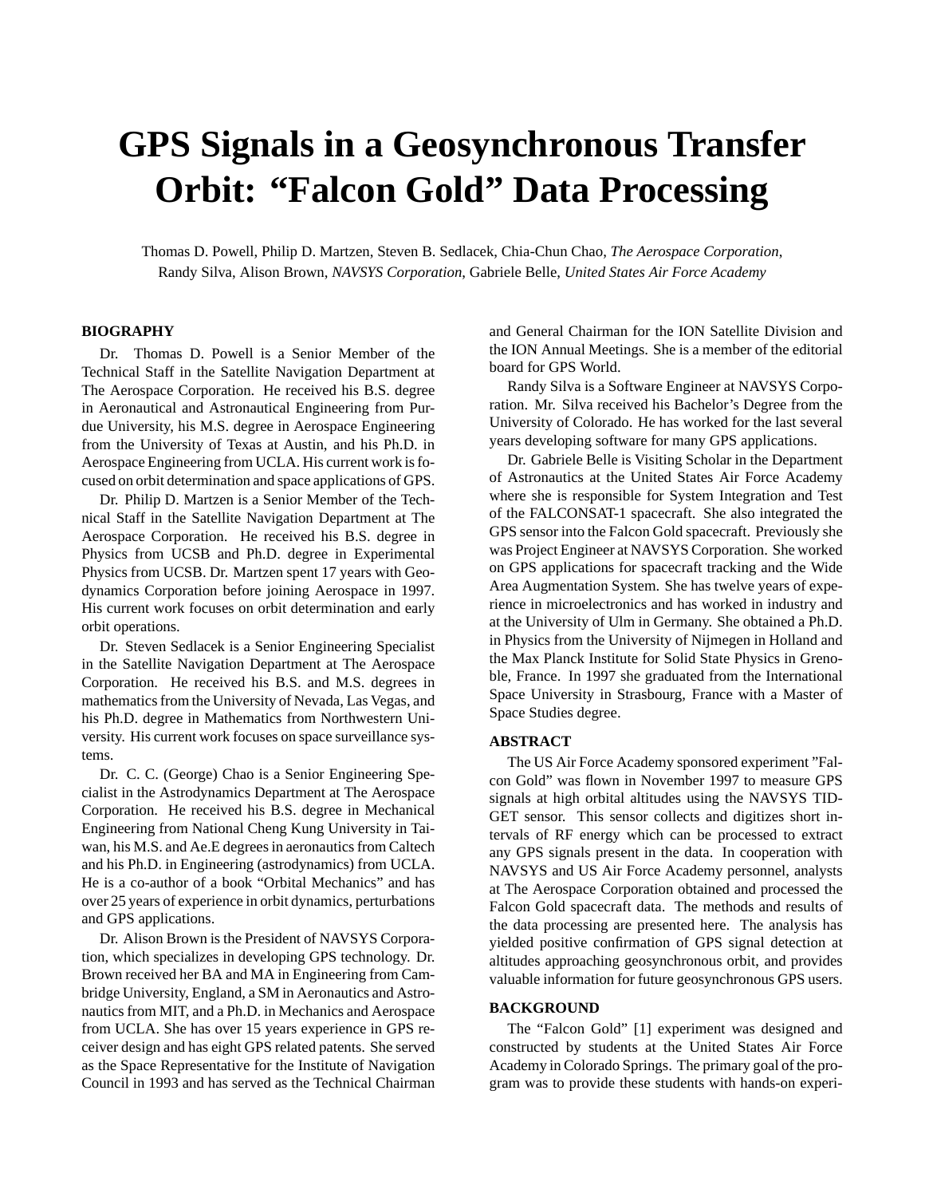# GPS Signals in a Geosynchronous Transfer Orbit: "Falcon Gold" Data Processing

Thomas D. Powell, Philip D. Martzen, Steven B. Sedlacek, Chia-Chun Chao, *The Aerospace Corporation*, Randy Silva, Alison Brown, *NAVSYS Corporation*, Gabriele Belle, *United States Air Force Academy*

## BIOGRAPHY

Dr. Thomas D. Powell is a Senior Member of the Technical Staff in the Satellite Navigation Department at The Aerospace Corporation. He received his B.S. degree in Aeronautical and Astronautical Engineering from Purdue University, his M.S. degree in Aerospace Engineering from the University of Texas at Austin, and his Ph.D. in Aerospace Engineering from UCLA. His current work is focused on orbit determination and space applications of GPS.

Dr. Philip D. Martzen is a Senior Member of the Technical Staff in the Satellite Navigation Department at The Aerospace Corporation. He received his B.S. degree in Physics from UCSB and Ph.D. degree in Experimental Physics from UCSB. Dr. Martzen spent 17 years with Geodynamics Corporation before joining Aerospace in 1997. His current work focuses on orbit determination and early orbit operations.

Dr. Steven Sedlacek is a Senior Engineering Specialist in the Satellite Navigation Department at The Aerospace Corporation. He received his B.S. and M.S. degrees in mathematics from the University of Nevada, Las Vegas, and his Ph.D. degree in Mathematics from Northwestern University. His current work focuses on space surveillance systems.

Dr. C. C. (George) Chao is a Senior Engineering Specialist in the Astrodynamics Department at The Aerospace Corporation. He received his B.S. degree in Mechanical Engineering from National Cheng Kung University in Taiwan, his M.S. and Ae.E degrees in aeronautics from Caltech and his Ph.D. in Engineering (astrodynamics) from UCLA. He is a co-author of a book "Orbital Mechanics" and has over 25 years of experience in orbit dynamics, perturbations and GPS applications.

Dr. Alison Brown is the President of NAVSYS Corporation, which specializes in developing GPS technology. Dr. Brown received her BA and MA in Engineering from Cambridge University, England, a SM in Aeronautics and Astronautics from MIT, and a Ph.D. in Mechanics and Aerospace from UCLA. She has over 15 years experience in GPS receiver design and has eight GPS related patents. She served as the Space Representative for the Institute of Navigation Council in 1993 and has served as the Technical Chairman and General Chairman for the ION Satellite Division and the ION Annual Meetings. She is a member of the editorial board for GPS World.

Randy Silva is a Software Engineer at NAVSYS Corporation. Mr. Silva received his Bachelor's Degree from the University of Colorado. He has worked for the last several years developing software for many GPS applications.

Dr. Gabriele Belle is Visiting Scholar in the Department of Astronautics at the United States Air Force Academy where she is responsible for System Integration and Test of the FALCONSAT-1 spacecraft. She also integrated the GPS sensor into the Falcon Gold spacecraft. Previously she was Project Engineer at NAVSYS Corporation. She worked on GPS applications for spacecraft tracking and the Wide Area Augmentation System. She has twelve years of experience in microelectronics and has worked in industry and at the University of Ulm in Germany. She obtained a Ph.D. in Physics from the University of Nijmegen in Holland and the Max Planck Institute for Solid State Physics in Grenoble, France. In 1997 she graduated from the International Space University in Strasbourg, France with a Master of Space Studies degree.

## ABSTRACT

The US Air Force Academy sponsored experiment "Falcon Gold" was flown in November 1997 to measure GPS signals at high orbital altitudes using the NAVSYS TIDGET sensor. This sensor collects and digitizes short intervals of RF energy which can be processed to extract any GPS signals present in the data. In cooperation with NAVSYS and US Air Force Academy personnel, analysts at The Aerospace Corporation obtained and processed the Falcon Gold spacecraft data. The methods and results of the data processing are presented here. The analysis has yielded positive confirmation of GPS signal detection at altitudes approaching geosynchronous orbit, and provides valuable information for future geosynchronous GPS users.

## BACKGROUND

The "Falcon Gold" [1] experiment was designed and constructed by students at the United States Air Force Academy in Colorado Springs. The primary goal of the program was to provide these students with hands-on experi-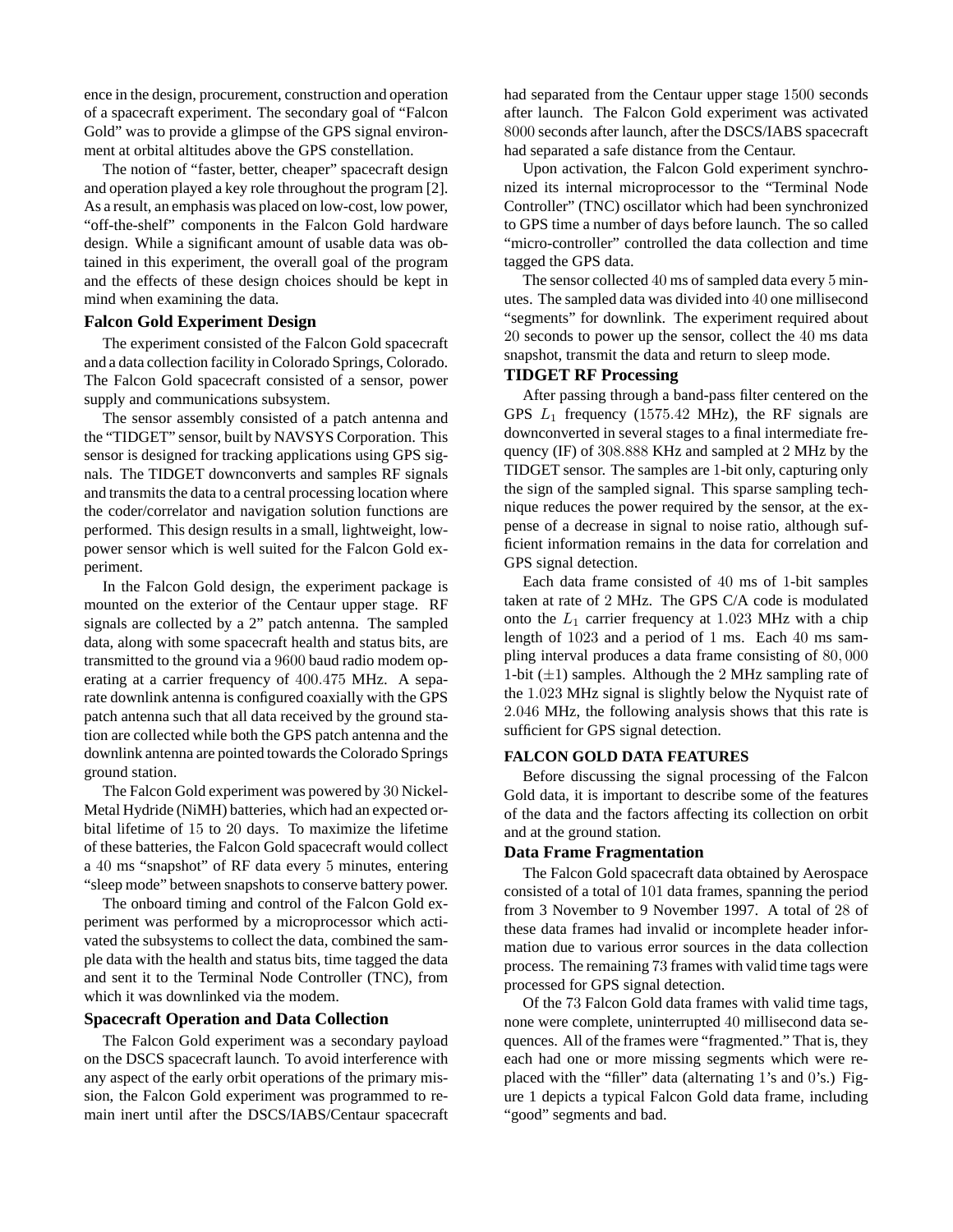ence in the design, procurement, construction and operation of a spacecraft experiment. The secondary goal of "Falcon Gold" was to provide a glimpse of the GPS signal environment at orbital altitudes above the GPS constellation.

The notion of "faster, better, cheaper" spacecraft design and operation played a key role throughout the program [2]. As a result, an emphasis was placed on low-cost, low power, "off-the-shelf" components in the Falcon Gold hardware design. While a significant amount of usable data was obtained in this experiment, the overall goal of the program and the effects of these design choices should be kept in mind when examining the data.

### Falcon Gold Experiment Design

The experiment consisted of the Falcon Gold spacecraft and a data collection facility in Colorado Springs, Colorado. The Falcon Gold spacecraft consisted of a sensor, power supply and communications subsystem.

The sensor assembly consisted of a patch antenna and the "TIDGET" sensor, built by NAVSYS Corporation. This sensor is designed for tracking applications using GPS signals. The TIDGET downconverts and samples RF signals and transmits the data to a central processing location where the coder/correlator and navigation solution functions are performed. This design results in a small, lightweight, low-power sensor which is well suited for the Falcon Gold experiment.

In the Falcon Gold design, the experiment package is mounted on the exterior of the Centaur upper stage. RF signals are collected by a 2" patch antenna. The sampled data, along with some spacecraft health and status bits, are transmitted to the ground via a $9600$ baud radio modem operating at a carrier frequency of $400.475$ MHz. A separate downlink antenna is configured coaxially with the GPS patch antenna such that all data received by the ground station are collected while both the GPS patch antenna and the downlink antenna are pointed towards the Colorado Springs ground station.

The Falcon Gold experiment was powered by $30$ Nickel-Metal Hydride (NiMH) batteries, which had an expected orbital lifetime of $15$ to $20$ days. To maximize the lifetime of these batteries, the Falcon Gold spacecraft would collect a $40$ ms "snapshot" of RF data every $5$ minutes, entering "sleep mode" between snapshots to conserve battery power.

The onboard timing and control of the Falcon Gold experiment was performed by a microprocessor which activated the subsystems to collect the data, combined the sample data with the health and status bits, time tagged the data and sent it to the Terminal Node Controller (TNC), from which it was downlinked via the modem.

### Spacecraft Operation and Data Collection

The Falcon Gold experiment was a secondary payload on the DSCS spacecraft launch. To avoid interference with any aspect of the early orbit operations of the primary mission, the Falcon Gold experiment was programmed to remain inert until after the DSCS/IABS/Centaur spacecraft had separated from the Centaur upper stage $1500$ seconds after launch. The Falcon Gold experiment was activated $8000$ seconds after launch, after the DSCS/IABS spacecraft had separated a safe distance from the Centaur.

Upon activation, the Falcon Gold experiment synchronized its internal microprocessor to the "Terminal Node Controller" (TNC) oscillator which had been synchronized to GPS time a number of days before launch. The so called "micro-controller" controlled the data collection and time tagged the GPS data.

The sensor collected $40$ ms of sampled data every $5$ minutes. The sampled data was divided into $40$ one millisecond "segments" for downlink. The experiment required about $20$ seconds to power up the sensor, collect the $40$ ms data snapshot, transmit the data and return to sleep mode.

### TIDGET RF Processing

After passing through a band-pass filter centered on the GPS $L_1$ frequency ($1575.42$ MHz), the RF signals are downconverted in several stages to a final intermediate frequency (IF) of $308.888$ KHz and sampled at $2$ MHz by the TIDGET sensor. The samples are $1$-bit only, capturing only the sign of the sampled signal. This sparse sampling technique reduces the power required by the sensor, at the expense of a decrease in signal to noise ratio, although sufficient information remains in the data for correlation and GPS signal detection.

Each data frame consisted of $40$ ms of $1$-bit samples taken at rate of $2$ MHz. The GPS C/A code is modulated onto the $L_1$ carrier frequency at $1.023$ MHz with a chip length of $1023$ and a period of $1$ ms. Each $40$ ms sampling interval produces a data frame consisting of $80,000$ $1$-bit ($\pm 1$) samples. Although the $2$ MHz sampling rate of the $1.023$ MHz signal is slightly below the Nyquist rate of $2.046$ MHz, the following analysis shows that this rate is sufficient for GPS signal detection.

## FALCON GOLD DATA FEATURES

Before discussing the signal processing of the Falcon Gold data, it is important to describe some of the features of the data and the factors affecting its collection on orbit and at the ground station.

### Data Frame Fragmentation

The Falcon Gold spacecraft data obtained by Aerospace consisted of a total of $101$ data frames, spanning the period from 3 November to 9 November 1997. A total of $28$ of these data frames had invalid or incomplete header information due to various error sources in the data collection process. The remaining $73$ frames with valid time tags were processed for GPS signal detection.

Of the $73$ Falcon Gold data frames with valid time tags, none were complete, uninterrupted $40$ millisecond data sequences. All of the frames were "fragmented." That is, they each had one or more missing segments which were replaced with the "filler" data (alternating $1$'s and $0$'s.) Figure 1 depicts a typical Falcon Gold data frame, including "good" segments and bad.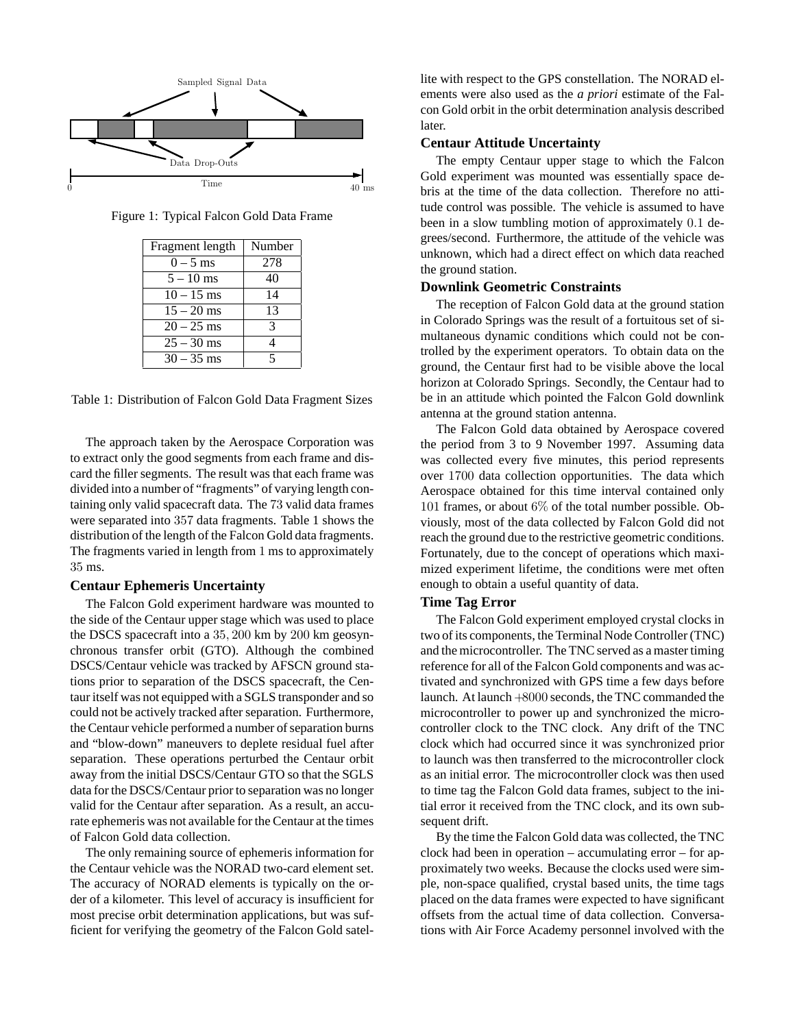Figure 1: Typical Falcon Gold Data Frame

| Fragment length | Number |
|---|---|
| 0 – 5 ms | 278 |
| 5 – 10 ms | 40 |
| 10 – 15 ms | 14 |
| 15 – 20 ms | 13 |
| 20 – 25 ms | 3 |
| 25 – 30 ms | 4 |
| 30 – 35 ms | 5 |

Table 1: Distribution of Falcon Gold Data Fragment Sizes

The approach taken by the Aerospace Corporation was to extract only the good segments from each frame and discard the filler segments. The result was that each frame was divided into a number of "fragments" of varying length containing only valid spacecraft data. The $73$ valid data frames were separated into $357$ data fragments. Table 1 shows the distribution of the length of the Falcon Gold data fragments. The fragments varied in length from $1$ ms to approximately $35$ ms.

### Centaur Ephemeris Uncertainty

The Falcon Gold experiment hardware was mounted to the side of the Centaur upper stage which was used to place the DSCS spacecraft into a $35,200$ km by $200$ km geosynchronous transfer orbit (GTO). Although the combined DSCS/Centaur vehicle was tracked by AFSCN ground stations prior to separation of the DSCS spacecraft, the Centaur itself was not equipped with a SGLS transponder and so could not be actively tracked after separation. Furthermore, the Centaur vehicle performed a number of separation burns and "blow-down" maneuvers to deplete residual fuel after separation. These operations perturbed the Centaur orbit away from the initial DSCS/Centaur GTO so that the SGLS data for the DSCS/Centaur prior to separation was no longer valid for the Centaur after separation. As a result, an accurate ephemeris was not available for the Centaur at the times of Falcon Gold data collection.

The only remaining source of ephemeris information for the Centaur vehicle was the NORAD two-card element set. The accuracy of NORAD elements is typically on the order of a kilometer. This level of accuracy is insufficient for most precise orbit determination applications, but was sufficient for verifying the geometry of the Falcon Gold satellite with respect to the GPS constellation. The NORAD elements were also used as the *a priori* estimate of the Falcon Gold orbit in the orbit determination analysis described later.

### Centaur Attitude Uncertainty

The empty Centaur upper stage to which the Falcon Gold experiment was mounted was essentially space debris at the time of the data collection. Therefore no attitude control was possible. The vehicle is assumed to have been in a slow tumbling motion of approximately $0.1$ degrees/second. Furthermore, the attitude of the vehicle was unknown, which had a direct effect on which data reached the ground station.

### Downlink Geometric Constraints

The reception of Falcon Gold data at the ground station in Colorado Springs was the result of a fortuitous set of simultaneous dynamic conditions which could not be controlled by the experiment operators. To obtain data on the ground, the Centaur first had to be visible above the local horizon at Colorado Springs. Secondly, the Centaur had to be in an attitude which pointed the Falcon Gold downlink antenna at the ground station antenna.

The Falcon Gold data obtained by Aerospace covered the period from 3 to 9 November 1997. Assuming data was collected every five minutes, this period represents over $1700$ data collection opportunities. The data which Aerospace obtained for this time interval contained only $101$ frames, or about $6\%$ of the total number possible. Obviously, most of the data collected by Falcon Gold did not reach the ground due to the restrictive geometric conditions. Fortunately, due to the concept of operations which maximized experiment lifetime, the conditions were met often enough to obtain a useful quantity of data.

### Time Tag Error

The Falcon Gold experiment employed crystal clocks in two of its components, the Terminal Node Controller (TNC) and the microcontroller. The TNC served as a master timing reference for all of the Falcon Gold components and was activated and synchronized with GPS time a few days before launch. At launch $+8000$ seconds, the TNC commanded the microcontroller to power up and synchronized the microcontroller clock to the TNC clock. Any drift of the TNC clock which had occurred since it was synchronized prior to launch was then transferred to the microcontroller clock as an initial error. The microcontroller clock was then used to time tag the Falcon Gold data frames, subject to the initial error it received from the TNC clock, and its own subsequent drift.

By the time the Falcon Gold data was collected, the TNC clock had been in operation – accumulating error – for approximately two weeks. Because the clocks used were simple, non-space qualified, crystal based units, the time tags placed on the data frames were expected to have significant offsets from the actual time of data collection. Conversations with Air Force Academy personnel involved with the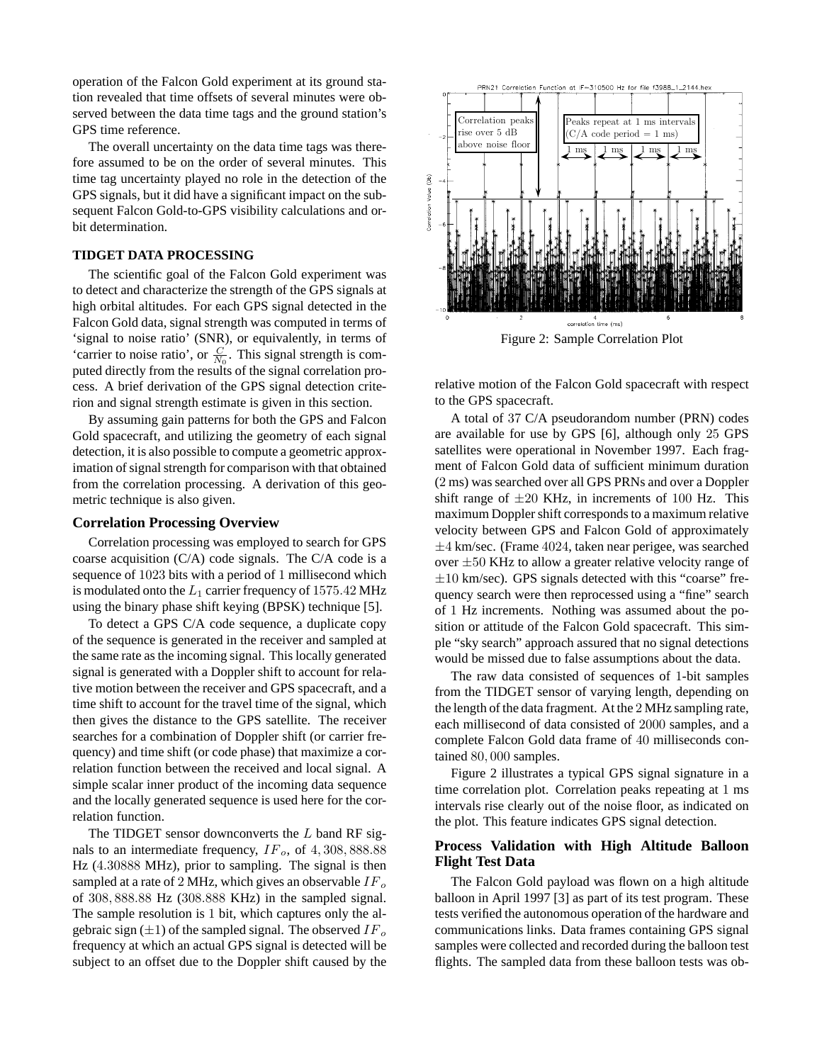operation of the Falcon Gold experiment at its ground station revealed that time offsets of several minutes were observed between the data time tags and the ground station's GPS time reference.

The overall uncertainty on the data time tags was therefore assumed to be on the order of several minutes. This time tag uncertainty played no role in the detection of the GPS signals, but it did have a significant impact on the subsequent Falcon Gold-to-GPS visibility calculations and orbit determination.

## TIDGET DATA PROCESSING

The scientific goal of the Falcon Gold experiment was to detect and characterize the strength of the GPS signals at high orbital altitudes. For each GPS signal detected in the Falcon Gold data, signal strength was computed in terms of 'signal to noise ratio' (SNR), or equivalently, in terms of 'carrier to noise ratio', or $\frac{C}{N_0}$. This signal strength is computed directly from the results of the signal correlation process. A brief derivation of the GPS signal detection criterion and signal strength estimate is given in this section.

By assuming gain patterns for both the GPS and Falcon Gold spacecraft, and utilizing the geometry of each signal detection, it is also possible to compute a geometric approximation of signal strength for comparison with that obtained from the correlation processing. A derivation of this geometric technique is also given.

### Correlation Processing Overview

Correlation processing was employed to search for GPS coarse acquisition (C/A) code signals. The C/A code is a sequence of 1023 bits with a period of 1 millisecond which is modulated onto the $L_1$ carrier frequency of 1575.42 MHz using the binary phase shift keying (BPSK) technique [5].

To detect a GPS C/A code sequence, a duplicate copy of the sequence is generated in the receiver and sampled at the same rate as the incoming signal. This locally generated signal is generated with a Doppler shift to account for relative motion between the receiver and GPS spacecraft, and a time shift to account for the travel time of the signal, which then gives the distance to the GPS satellite. The receiver searches for a combination of Doppler shift (or carrier frequency) and time shift (or code phase) that maximize a correlation function between the received and local signal. A simple scalar inner product of the incoming data sequence and the locally generated sequence is used here for the correlation function.

The TIDGET sensor downconverts the $L$ band RF signals to an intermediate frequency, $IF_o$, of $4,308,888.88$ Hz ($4.30888$ MHz), prior to sampling. The signal is then sampled at a rate of 2 MHz, which gives an observable $IF_o$ of $308,888.88$ Hz ($308.888$ KHz) in the sampled signal. The sample resolution is 1 bit, which captures only the algebraic sign ($\pm 1$) of the sampled signal. The observed $IF_o$ frequency at which an actual GPS signal is detected will be subject to an offset due to the Doppler shift caused by the relative motion of the Falcon Gold spacecraft with respect to the GPS spacecraft.

Figure 2: Sample Correlation Plot

A total of 37 C/A pseudorandom number (PRN) codes are available for use by GPS [6], although only 25 GPS satellites were operational in November 1997. Each fragment of Falcon Gold data of sufficient minimum duration (2 ms) was searched over all GPS PRNs and over a Doppler shift range of $\pm 20$ KHz, in increments of 100 Hz. This maximum Doppler shift corresponds to a maximum relative velocity between GPS and Falcon Gold of approximately $\pm 4$ km/sec. (Frame 4024, taken near perigee, was searched over $\pm 50$ KHz to allow a greater relative velocity range of $\pm 10$ km/sec). GPS signals detected with this "coarse" frequency search were then reprocessed using a "fine" search of 1 Hz increments. Nothing was assumed about the position or attitude of the Falcon Gold spacecraft. This simple "sky search" approach assured that no signal detections would be missed due to false assumptions about the data.

The raw data consisted of sequences of 1-bit samples from the TIDGET sensor of varying length, depending on the length of the data fragment. At the 2 MHz sampling rate, each millisecond of data consisted of 2000 samples, and a complete Falcon Gold data frame of 40 milliseconds contained $80,000$ samples.

Figure 2 illustrates a typical GPS signal signature in a time correlation plot. Correlation peaks repeating at 1 ms intervals rise clearly out of the noise floor, as indicated on the plot. This feature indicates GPS signal detection.

### Process Validation with High Altitude Balloon Flight Test Data

The Falcon Gold payload was flown on a high altitude balloon in April 1997 [3] as part of its test program. These tests verified the autonomous operation of the hardware and communications links. Data frames containing GPS signal samples were collected and recorded during the balloon test flights. The sampled data from these balloon tests was ob-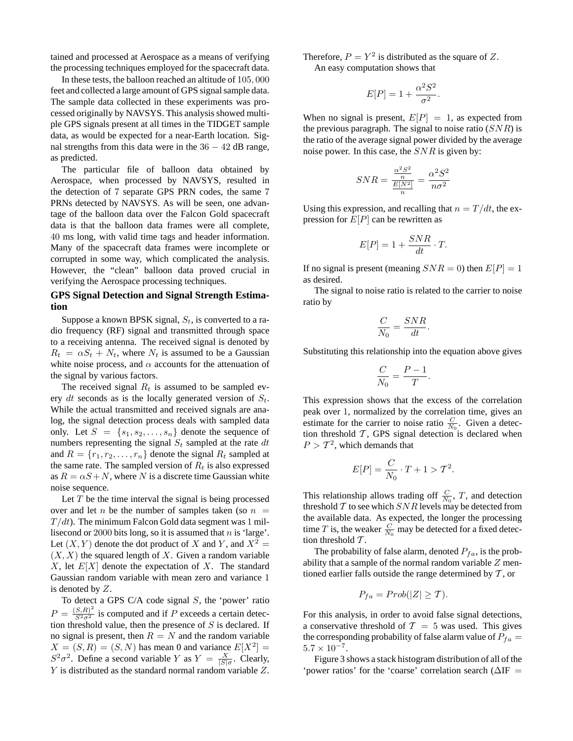tained and processed at Aerospace as a means of verifying the processing techniques employed for the spacecraft data.

In these tests, the balloon reached an altitude of $105,000$ feet and collected a large amount of GPS signal sample data. The sample data collected in these experiments was processed originally by NAVSYS. This analysis showed multiple GPS signals present at all times in the TIDGET sample data, as would be expected for a near-Earth location. Signal strengths from this data were in the $36-42$ dB range, as predicted.

The particular file of balloon data obtained by Aerospace, when processed by NAVSYS, resulted in the detection of 7 separate GPS PRN codes, the same 7 PRNs detected by NAVSYS. As will be seen, one advantage of the balloon data over the Falcon Gold spacecraft data is that the balloon data frames were all complete, 40 ms long, with valid time tags and header information. Many of the spacecraft data frames were incomplete or corrupted in some way, which complicated the analysis. However, the "clean" balloon data proved crucial in verifying the Aerospace processing techniques.

## GPS Signal Detection and Signal Strength Estimation

Suppose a known BPSK signal, $S_t$, is converted to a radio frequency (RF) signal and transmitted through space to a receiving antenna. The received signal is denoted by $R_t = \alpha S_t + N_t$, where $N_t$ is assumed to be a Gaussian white noise process, and $\alpha$ accounts for the attenuation of the signal by various factors.

The received signal $R_t$ is assumed to be sampled every $dt$ seconds as is the locally generated version of $S_t$. While the actual transmitted and received signals are analog, the signal detection process deals with sampled data only. Let $S = \{s_1, s_2, \ldots, s_n\}$ denote the sequence of numbers representing the signal $S_t$ sampled at the rate $dt$ and $R = \{r_1, r_2, \ldots, r_n\}$ denote the signal $R_t$ sampled at the same rate. The sampled version of $R_t$ is also expressed as $R = \alpha S + N$, where $N$ is a discrete time Gaussian white noise sequence.

Let $T$ be the time interval the signal is being processed over and let $n$ be the number of samples taken (so $n = T/dt$). The minimum Falcon Gold data segment was 1 millisecond or 2000 bits long, so it is assumed that $n$ is 'large'. Let $(X, Y)$ denote the dot product of $X$ and $Y$, and $X^2 = (X, X)$ the squared length of $X$. Given a random variable $X$, let $E[X]$ denote the expectation of $X$. The standard Gaussian random variable with mean zero and variance 1 is denoted by $Z$.

To detect a GPS C/A code signal $S$, the 'power' ratio $P = \frac{(S,R)^2}{S^2\sigma^2}$ is computed and if $P$ exceeds a certain detection threshold value, then the presence of $S$ is declared. If no signal is present, then $R = N$ and the random variable $X = (S, R) = (S, N)$ has mean 0 and variance $E[X^2] = S^2\sigma^2$. Define a second variable $Y$ as $Y = \frac{X}{|S|\sigma}$. Clearly, $Y$ is distributed as the standard normal random variable $Z$. Therefore, $P = Y^2$ is distributed as the square of $Z$.

An easy computation shows that

$$E[P] = 1 + \frac{\alpha^2 S^2}{\sigma^2}.$$

When no signal is present, $E[P] = 1$, as expected from the previous paragraph. The signal to noise ratio ($SNR$) is the ratio of the average signal power divided by the average noise power. In this case, the $SNR$ is given by:

$$SNR = \frac{\frac{\alpha^2 S^2}{n}}{\frac{E[N^2]}{n}} = \frac{\alpha^2 S^2}{n\sigma^2}$$

Using this expression, and recalling that $n = T/dt$, the expression for $E[P]$ can be rewritten as

$$E[P] = 1 + \frac{SNR}{dt} \cdot T.$$

If no signal is present (meaning $SNR = 0$) then $E[P] = 1$ as desired.

The signal to noise ratio is related to the carrier to noise ratio by

$$\frac{C}{N_0} = \frac{SNR}{dt}.$$

Substituting this relationship into the equation above gives

$$\frac{C}{N_0} = \frac{P-1}{T}.$$

This expression shows that the excess of the correlation peak over 1, normalized by the correlation time, gives an estimate for the carrier to noise ratio $\frac{C}{N_0}$. Given a detection threshold $\mathcal{T}$, GPS signal detection is declared when $P > \mathcal{T}^2$, which demands that

$$E[P] = \frac{C}{N_0} \cdot T + 1 > \mathcal{T}^2.$$

This relationship allows trading off $\frac{C}{N_0}$, $T$, and detection threshold $\mathcal{T}$ to see which $SNR$ levels may be detected from the available data. As expected, the longer the processing time $T$ is, the weaker $\frac{C}{N_0}$ may be detected for a fixed detection threshold $\mathcal{T}$.

The probability of false alarm, denoted $P_{fa}$, is the probability that a sample of the normal random variable $Z$ mentioned earlier falls outside the range determined by $\mathcal{T}$, or

$$P_{fa} = Prob(|Z| \geq \mathcal{T}).$$

For this analysis, in order to avoid false signal detections, a conservative threshold of $\mathcal{T} = 5$ was used. This gives the corresponding probability of false alarm value of $P_{fa} = 5.7 \times 10^{-7}$.

Figure 3 shows a stack histogram distribution of all of the 'power ratios' for the 'coarse' correlation search ($\Delta$IF =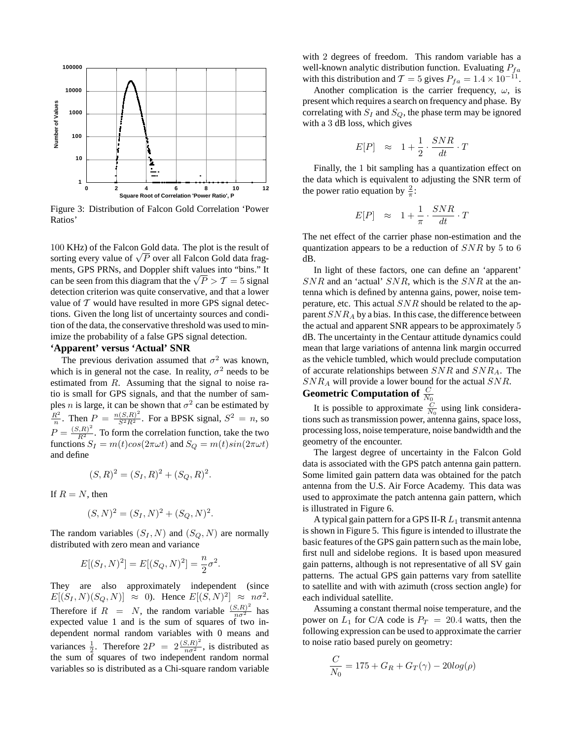Figure 3: Distribution of Falcon Gold Correlation 'Power Ratios'

100 KHz) of the Falcon Gold data. The plot is the result of sorting every value of $\sqrt{P}$ over all Falcon Gold data fragments, GPS PRNs, and Doppler shift values into "bins." It can be seen from this diagram that the $\sqrt{P} > \mathcal{T} = 5$ signal detection criterion was quite conservative, and that a lower value of $\mathcal{T}$ would have resulted in more GPS signal detections. Given the long list of uncertainty sources and condition of the data, the conservative threshold was used to minimize the probability of a false GPS signal detection.

**'Apparent' versus 'Actual' SNR**

The previous derivation assumed that $\sigma^2$ was known, which is in general not the case. In reality, $\sigma^2$ needs to be estimated from $R$. Assuming that the signal to noise ratio is small for GPS signals, and that the number of samples $n$ is large, it can be shown that $\sigma^2$ can be estimated by $\frac{R^2}{n}$. Then $P = \frac{n(S,R)^2}{S^2 R^2}$. For a BPSK signal, $S^2 = n$, so $P = \frac{(S,R)^2}{R^2}$. To form the correlation function, take the two functions $S_I = m(t)cos(2\pi\omega t)$ and $S_Q = m(t)sin(2\pi\omega t)$ and define

$$(S,R)^2 = (S_I,R)^2 + (S_Q,R)^2.$$

If $R = N$, then

$$(S,N)^2 = (S_I,N)^2 + (S_Q,N)^2.$$

The random variables $(S_I,N)$ and $(S_Q,N)$ are normally distributed with zero mean and variance

$$E[(S_I,N)^2] = E[(S_Q,N)^2] = \frac{n}{2}\sigma^2.$$

They are also approximately independent (since $E[(S_I,N)(S_Q,N)] \approx 0$). Hence $E[(S,N)^2] \approx n\sigma^2$. Therefore if $R = N$, the random variable $\frac{(S,R)^2}{n\sigma^2}$ has expected value 1 and is the sum of squares of two independent normal random variables with 0 means and variances $\frac{1}{2}$. Therefore $2P = 2\frac{(S,R)^2}{n\sigma^2}$, is distributed as the sum of squares of two independent random normal variables so is distributed as a Chi-square random variable with 2 degrees of freedom. This random variable has a well-known analytic distribution function. Evaluating $P_{fa}$ with this distribution and $\mathcal{T} = 5$ gives $P_{fa} = 1.4 \times 10^{-11}$.

Another complication is the carrier frequency, $\omega$, is present which requires a search on frequency and phase. By correlating with $S_I$ and $S_Q$, the phase term may be ignored with a 3 dB loss, which gives

$$E[P] \approx 1 + \frac{1}{2} \cdot \frac{SNR}{dt} \cdot T$$

Finally, the 1 bit sampling has a quantization effect on the data which is equivalent to adjusting the SNR term of the power ratio equation by $\frac{2}{\pi}$:

$$E[P] \approx 1 + \frac{1}{\pi} \cdot \frac{SNR}{dt} \cdot T$$

The net effect of the carrier phase non-estimation and the quantization appears to be a reduction of $SNR$ by 5 to 6 dB.

In light of these factors, one can define an 'apparent' $SNR$ and an 'actual' $SNR$, which is the $SNR$ at the antenna which is defined by antenna gains, power, noise temperature, etc. This actual $SNR$ should be related to the apparent $SNR_A$ by a bias. In this case, the difference between the actual and apparent SNR appears to be approximately 5 dB. The uncertainty in the Centaur attitude dynamics could mean that large variations of antenna link margin occurred as the vehicle tumbled, which would preclude computation of accurate relationships between $SNR$ and $SNR_A$. The $SNR_A$ will provide a lower bound for the actual $SNR$.

**Geometric Computation of $\frac{C}{N_0}$**

It is possible to approximate $\frac{C}{N_0}$ using link considerations such as transmission power, antenna gains, space loss, processing loss, noise temperature, noise bandwidth and the geometry of the encounter.

The largest degree of uncertainty in the Falcon Gold data is associated with the GPS patch antenna gain pattern. Some limited gain pattern data was obtained for the patch antenna from the U.S. Air Force Academy. This data was used to approximate the patch antenna gain pattern, which is illustrated in Figure 6.

A typical gain pattern for a GPS II-R $L_1$ transmit antenna is shown in Figure 5. This figure is intended to illustrate the basic features of the GPS gain pattern such as the main lobe, first null and sidelobe regions. It is based upon measured gain patterns, although is not representative of all SV gain patterns. The actual GPS gain patterns vary from satellite to satellite and with with azimuth (cross section angle) for each individual satellite.

Assuming a constant thermal noise temperature, and the power on $L_1$ for C/A code is $P_T = 20.4$ watts, then the following expression can be used to approximate the carrier to noise ratio based purely on geometry:

$$\frac{C}{N_0} = 175 + G_R + G_T(\gamma) - 20log(\rho)$$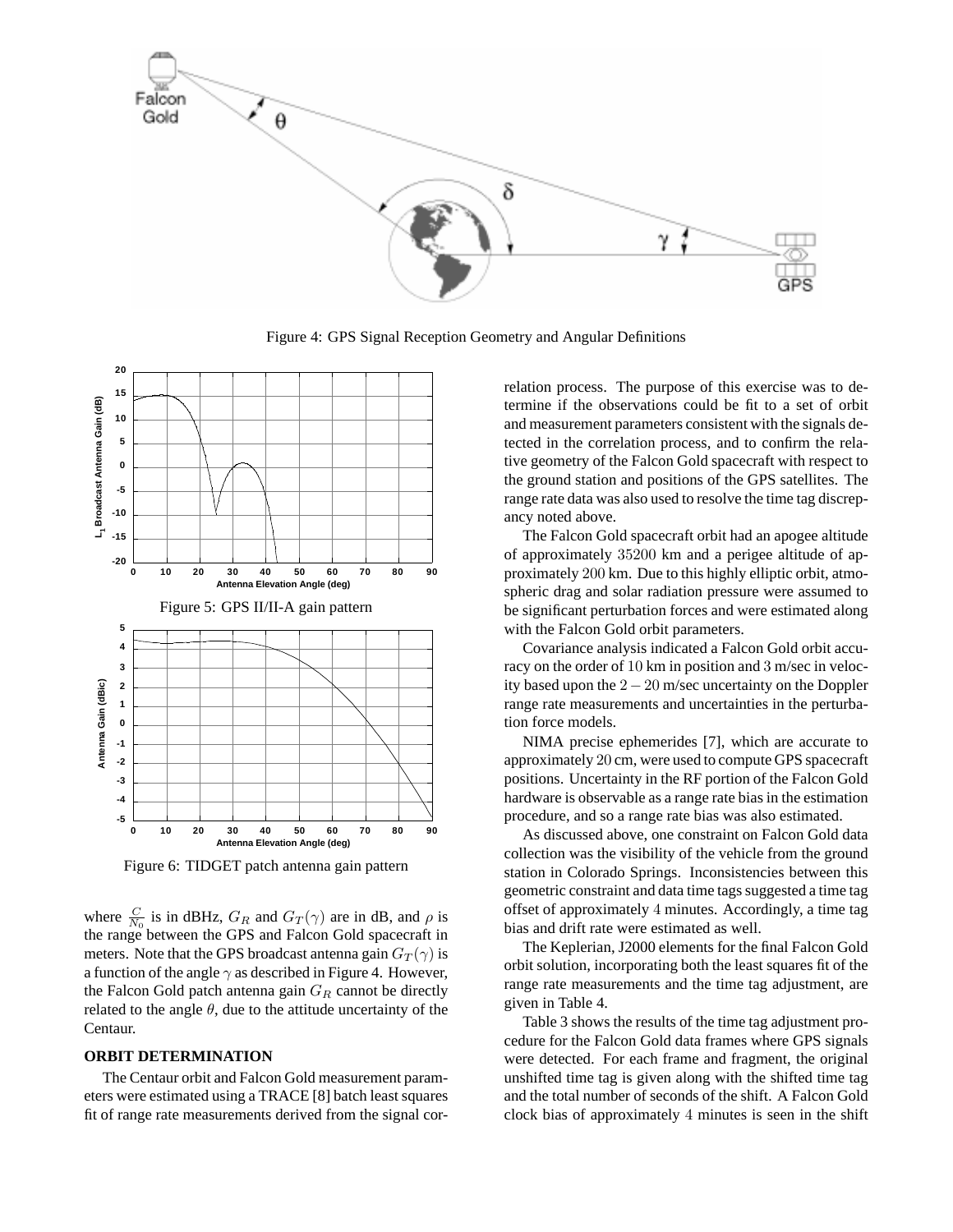Figure 4: GPS Signal Reception Geometry and Angular Definitions

Figure 5: GPS II/II-A gain pattern

Figure 6: TIDGET patch antenna gain pattern

where $\frac{C}{N_0}$ is in dBHz, $G_R$ and $G_T(\gamma)$ are in dB, and $\rho$ is the range between the GPS and Falcon Gold spacecraft in meters. Note that the GPS broadcast antenna gain $G_T(\gamma)$ is a function of the angle $\gamma$ as described in Figure 4. However, the Falcon Gold patch antenna gain $G_R$ cannot be directly related to the angle $\theta$, due to the attitude uncertainty of the Centaur.

## ORBIT DETERMINATION

The Centaur orbit and Falcon Gold measurement parameters were estimated using a TRACE [8] batch least squares fit of range rate measurements derived from the signal correlation process. The purpose of this exercise was to determine if the observations could be fit to a set of orbit and measurement parameters consistent with the signals detected in the correlation process, and to confirm the relative geometry of the Falcon Gold spacecraft with respect to the ground station and positions of the GPS satellites. The range rate data was also used to resolve the time tag discrepancy noted above.

The Falcon Gold spacecraft orbit had an apogee altitude of approximately $35200$ km and a perigee altitude of approximately $200$ km. Due to this highly elliptic orbit, atmospheric drag and solar radiation pressure were assumed to be significant perturbation forces and were estimated along with the Falcon Gold orbit parameters.

Covariance analysis indicated a Falcon Gold orbit accuracy on the order of $10$ km in position and $3$ m/sec in velocity based upon the $2-20$ m/sec uncertainty on the Doppler range rate measurements and uncertainties in the perturbation force models.

NIMA precise ephemerides [7], which are accurate to approximately $20$ cm, were used to compute GPS spacecraft positions. Uncertainty in the RF portion of the Falcon Gold hardware is observable as a range rate bias in the estimation procedure, and so a range rate bias was also estimated.

As discussed above, one constraint on Falcon Gold data collection was the visibility of the vehicle from the ground station in Colorado Springs. Inconsistencies between this geometric constraint and data time tags suggested a time tag offset of approximately $4$ minutes. Accordingly, a time tag bias and drift rate were estimated as well.

The Keplerian, J2000 elements for the final Falcon Gold orbit solution, incorporating both the least squares fit of the range rate measurements and the time tag adjustment, are given in Table 4.

Table 3 shows the results of the time tag adjustment procedure for the Falcon Gold data frames where GPS signals were detected. For each frame and fragment, the original unshifted time tag is given along with the shifted time tag and the total number of seconds of the shift. A Falcon Gold clock bias of approximately $4$ minutes is seen in the shift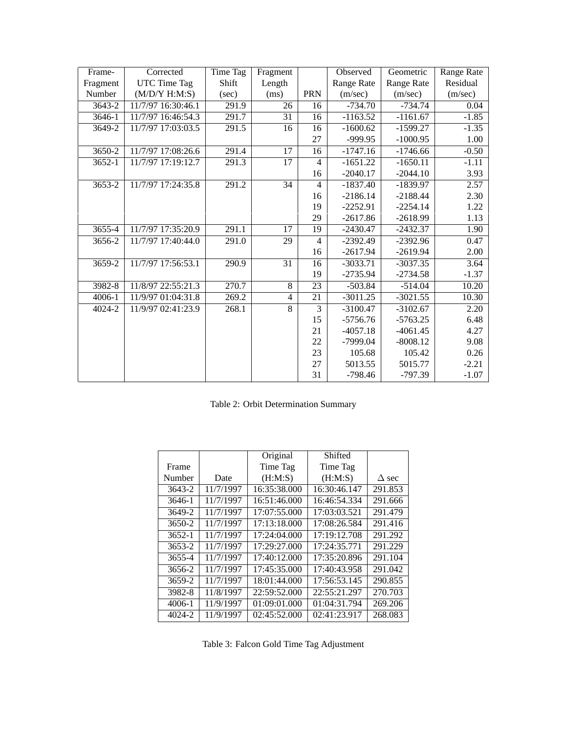| Frame-Fragment Number | Corrected UTC Time Tag (M/D/Y H:M:S) | Time Tag Shift (sec) | Fragment Length (ms) | PRN | Observed Range Rate (m/sec) | Geometric Range Rate (m/sec) | Range Rate Residual (m/sec) |
|---|---|---|---|---|---|---|---|
| 3643-2 | 11/7/97 16:30:46.1 | 291.9 | 26 | 16 | -734.70 | -734.74 | 0.04 |
| 3646-1 | 11/7/97 16:46:54.3 | 291.7 | 31 | 16 | -1163.52 | -1161.67 | -1.85 |
| 3649-2 | 11/7/97 17:03:03.5 | 291.5 | 16 | 16 | -1600.62 | -1599.27 | -1.35 |
| | | | | 27 | -999.95 | -1000.95 | 1.00 |
| 3650-2 | 11/7/97 17:08:26.6 | 291.4 | 17 | 16 | -1747.16 | -1746.66 | -0.50 |
| 3652-1 | 11/7/97 17:19:12.7 | 291.3 | 17 | 4 | -1651.22 | -1650.11 | -1.11 |
| | | | | 16 | -2040.17 | -2044.10 | 3.93 |
| 3653-2 | 11/7/97 17:24:35.8 | 291.2 | 34 | 4 | -1837.40 | -1839.97 | 2.57 |
| | | | | 16 | -2186.14 | -2188.44 | 2.30 |
| | | | | 19 | -2252.91 | -2254.14 | 1.22 |
| | | | | 29 | -2617.86 | -2618.99 | 1.13 |
| 3655-4 | 11/7/97 17:35:20.9 | 291.1 | 17 | 19 | -2430.47 | -2432.37 | 1.90 |
| 3656-2 | 11/7/97 17:40:44.0 | 291.0 | 29 | 4 | -2392.49 | -2392.96 | 0.47 |
| | | | | 16 | -2617.94 | -2619.94 | 2.00 |
| 3659-2 | 11/7/97 17:56:53.1 | 290.9 | 31 | 16 | -3033.71 | -3037.35 | 3.64 |
| | | | | 19 | -2735.94 | -2734.58 | -1.37 |
| 3982-8 | 11/8/97 22:55:21.3 | 270.7 | 8 | 23 | -503.84 | -514.04 | 10.20 |
| 4006-1 | 11/9/97 01:04:31.8 | 269.2 | 4 | 21 | -3011.25 | -3021.55 | 10.30 |
| 4024-2 | 11/9/97 02:41:23.9 | 268.1 | 8 | 3 | -3100.47 | -3102.67 | 2.20 |
| | | | | 15 | -5756.76 | -5763.25 | 6.48 |
| | | | | 21 | -4057.18 | -4061.45 | 4.27 |
| | | | | 22 | -7999.04 | -8008.12 | 9.08 |
| | | | | 23 | 105.68 | 105.42 | 0.26 |
| | | | | 27 | 5013.55 | 5015.77 | -2.21 |
| | | | | 31 | -798.46 | -797.39 | -1.07 |

Table 2: Orbit Determination Summary

| Frame Number | Date | Original Time Tag (H:M:S) | Shifted Time Tag (H:M:S) | $\Delta$ sec |
|---|---|---|---|---|
| 3643-2 | 11/7/1997 | 16:35:38.000 | 16:30:46.147 | 291.853 |
| 3646-1 | 11/7/1997 | 16:51:46.000 | 16:46:54.334 | 291.666 |
| 3649-2 | 11/7/1997 | 17:07:55.000 | 17:03:03.521 | 291.479 |
| 3650-2 | 11/7/1997 | 17:13:18.000 | 17:08:26.584 | 291.416 |
| 3652-1 | 11/7/1997 | 17:24:04.000 | 17:19:12.708 | 291.292 |
| 3653-2 | 11/7/1997 | 17:29:27.000 | 17:24:35.771 | 291.229 |
| 3655-4 | 11/7/1997 | 17:40:12.000 | 17:35:20.896 | 291.104 |
| 3656-2 | 11/7/1997 | 17:45:35.000 | 17:40:43.958 | 291.042 |
| 3659-2 | 11/7/1997 | 18:01:44.000 | 17:56:53.145 | 290.855 |
| 3982-8 | 11/8/1997 | 22:59:52.000 | 22:55:21.297 | 270.703 |
| 4006-1 | 11/9/1997 | 01:09:01.000 | 01:04:31.794 | 269.206 |
| 4024-2 | 11/9/1997 | 02:45:52.000 | 02:41:23.917 | 268.083 |

Table 3: Falcon Gold Time Tag Adjustment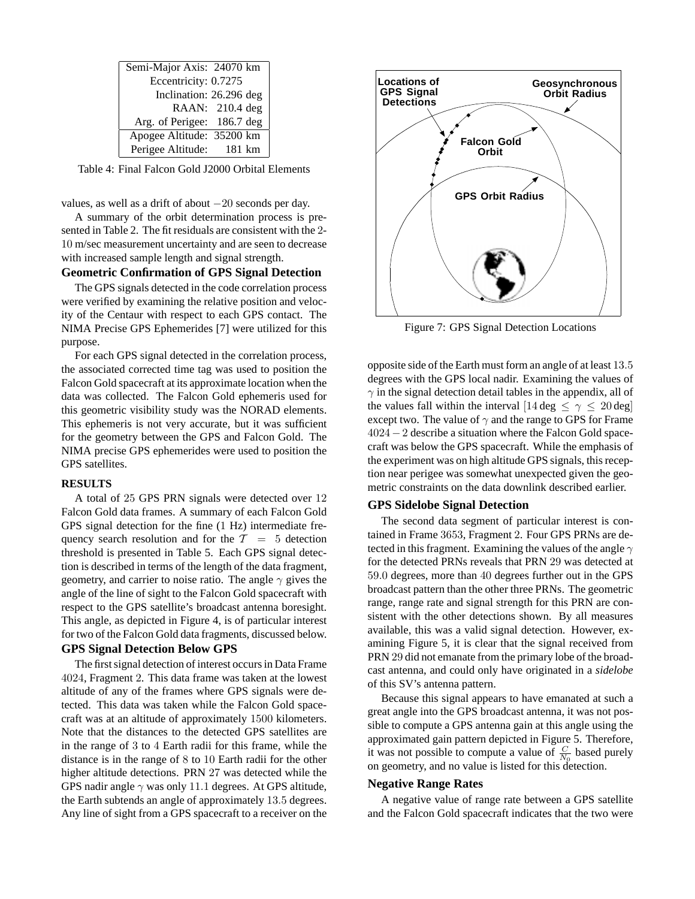| Semi-Major Axis: 24070 km |
|---|
| Eccentricity: 0.7275 |
| Inclination: 26.296 deg |
| RAAN: 210.4 deg |
| Arg. of Perigee: 186.7 deg |
| Apogee Altitude: 35200 km |
| Perigee Altitude: 181 km |

Table 4: Final Falcon Gold J2000 Orbital Elements

values, as well as a drift of about $-20$ seconds per day.

A summary of the orbit determination process is presented in Table 2. The fit residuals are consistent with the 2-10 m/sec measurement uncertainty and are seen to decrease with increased sample length and signal strength.

### Geometric Confirmation of GPS Signal Detection

The GPS signals detected in the code correlation process were verified by examining the relative position and velocity of the Centaur with respect to each GPS contact. The NIMA Precise GPS Ephemerides [7] were utilized for this purpose.

For each GPS signal detected in the correlation process, the associated corrected time tag was used to position the Falcon Gold spacecraft at its approximate location when the data was collected. The Falcon Gold ephemeris used for this geometric visibility study was the NORAD elements. This ephemeris is not very accurate, but it was sufficient for the geometry between the GPS and Falcon Gold. The NIMA precise GPS ephemerides were used to position the GPS satellites.

## RESULTS

A total of 25 GPS PRN signals were detected over 12 Falcon Gold data frames. A summary of each Falcon Gold GPS signal detection for the fine (1 Hz) intermediate frequency search resolution and for the $\mathcal{T} = 5$ detection threshold is presented in Table 5. Each GPS signal detection is described in terms of the length of the data fragment, geometry, and carrier to noise ratio. The angle $\gamma$ gives the angle of the line of sight to the Falcon Gold spacecraft with respect to the GPS satellite's broadcast antenna boresight. This angle, as depicted in Figure 4, is of particular interest for two of the Falcon Gold data fragments, discussed below.

### GPS Signal Detection Below GPS

The first signal detection of interest occurs in Data Frame 4024, Fragment 2. This data frame was taken at the lowest altitude of any of the frames where GPS signals were detected. This data was taken while the Falcon Gold spacecraft was at an altitude of approximately 1500 kilometers. Note that the distances to the detected GPS satellites are in the range of 3 to 4 Earth radii for this frame, while the distance is in the range of 8 to 10 Earth radii for the other higher altitude detections. PRN 27 was detected while the GPS nadir angle $\gamma$ was only 11.1 degrees. At GPS altitude, the Earth subtends an angle of approximately 13.5 degrees. Any line of sight from a GPS spacecraft to a receiver on the opposite side of the Earth must form an angle of at least 13.5 degrees with the GPS local nadir. Examining the values of $\gamma$ in the signal detection detail tables in the appendix, all of the values fall within the interval $[14\,\text{deg} \leq \gamma \leq 20\,\text{deg}]$ except two. The value of $\gamma$ and the range to GPS for Frame $4024-2$ describe a situation where the Falcon Gold spacecraft was below the GPS spacecraft. While the emphasis of the experiment was on high altitude GPS signals, this reception near perigee was somewhat unexpected given the geometric constraints on the data downlink described earlier.

Figure 7: GPS Signal Detection Locations

### GPS Sidelobe Signal Detection

The second data segment of particular interest is contained in Frame 3653, Fragment 2. Four GPS PRNs are detected in this fragment. Examining the values of the angle $\gamma$ for the detected PRNs reveals that PRN 29 was detected at 59.0 degrees, more than 40 degrees further out in the GPS broadcast pattern than the other three PRNs. The geometric range, range rate and signal strength for this PRN are consistent with the other detections shown. By all measures available, this was a valid signal detection. However, examining Figure 5, it is clear that the signal received from PRN 29 did not emanate from the primary lobe of the broadcast antenna, and could only have originated in a *sidelobe* of this SV's antenna pattern.

Because this signal appears to have emanated at such a great angle into the GPS broadcast antenna, it was not possible to compute a GPS antenna gain at this angle using the approximated gain pattern depicted in Figure 5. Therefore, it was not possible to compute a value of $\frac{C}{N_0}$ based purely on geometry, and no value is listed for this detection.

### Negative Range Rates

A negative value of range rate between a GPS satellite and the Falcon Gold spacecraft indicates that the two were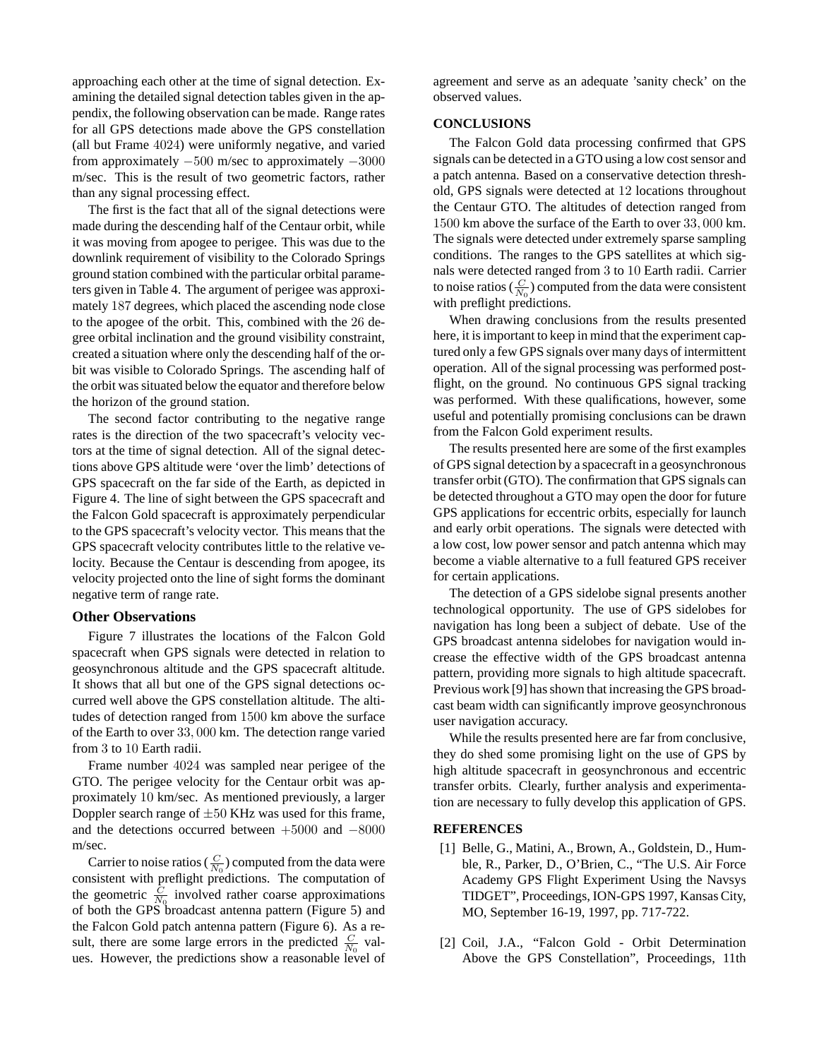approaching each other at the time of signal detection. Examining the detailed signal detection tables given in the appendix, the following observation can be made. Range rates for all GPS detections made above the GPS constellation (all but Frame $4024$) were uniformly negative, and varied from approximately $-500$ m/sec to approximately $-3000$ m/sec. This is the result of two geometric factors, rather than any signal processing effect.

The first is the fact that all of the signal detections were made during the descending half of the Centaur orbit, while it was moving from apogee to perigee. This was due to the downlink requirement of visibility to the Colorado Springs ground station combined with the particular orbital parameters given in Table 4. The argument of perigee was approximately $187$ degrees, which placed the ascending node close to the apogee of the orbit. This, combined with the $26$ degree orbital inclination and the ground visibility constraint, created a situation where only the descending half of the orbit was visible to Colorado Springs. The ascending half of the orbit was situated below the equator and therefore below the horizon of the ground station.

The second factor contributing to the negative range rates is the direction of the two spacecraft's velocity vectors at the time of signal detection. All of the signal detections above GPS altitude were 'over the limb' detections of GPS spacecraft on the far side of the Earth, as depicted in Figure 4. The line of sight between the GPS spacecraft and the Falcon Gold spacecraft is approximately perpendicular to the GPS spacecraft's velocity vector. This means that the GPS spacecraft velocity contributes little to the relative velocity. Because the Centaur is descending from apogee, its velocity projected onto the line of sight forms the dominant negative term of range rate.

### Other Observations

Figure 7 illustrates the locations of the Falcon Gold spacecraft when GPS signals were detected in relation to geosynchronous altitude and the GPS spacecraft altitude. It shows that all but one of the GPS signal detections occurred well above the GPS constellation altitude. The altitudes of detection ranged from $1500$ km above the surface of the Earth to over $33,000$ km. The detection range varied from $3$ to $10$ Earth radii.

Frame number $4024$ was sampled near perigee of the GTO. The perigee velocity for the Centaur orbit was approximately $10$ km/sec. As mentioned previously, a larger Doppler search range of $\pm 50$ KHz was used for this frame, and the detections occurred between $+5000$ and $-8000$ m/sec.

Carrier to noise ratios ($\frac{C}{N_0}$) computed from the data were consistent with preflight predictions. The computation of the geometric $\frac{C}{N_0}$ involved rather coarse approximations of both the GPS broadcast antenna pattern (Figure 5) and the Falcon Gold patch antenna pattern (Figure 6). As a result, there are some large errors in the predicted $\frac{C}{N_0}$ values. However, the predictions show a reasonable level of agreement and serve as an adequate 'sanity check' on the observed values.

## CONCLUSIONS

The Falcon Gold data processing confirmed that GPS signals can be detected in a GTO using a low cost sensor and a patch antenna. Based on a conservative detection threshold, GPS signals were detected at $12$ locations throughout the Centaur GTO. The altitudes of detection ranged from $1500$ km above the surface of the Earth to over $33,000$ km. The signals were detected under extremely sparse sampling conditions. The ranges to the GPS satellites at which signals were detected ranged from $3$ to $10$ Earth radii. Carrier to noise ratios ($\frac{C}{N_0}$) computed from the data were consistent with preflight predictions.

When drawing conclusions from the results presented here, it is important to keep in mind that the experiment captured only a few GPS signals over many days of intermittent operation. All of the signal processing was performed postflight, on the ground. No continuous GPS signal tracking was performed. With these qualifications, however, some useful and potentially promising conclusions can be drawn from the Falcon Gold experiment results.

The results presented here are some of the first examples of GPS signal detection by a spacecraft in a geosynchronous transfer orbit (GTO). The confirmation that GPS signals can be detected throughout a GTO may open the door for future GPS applications for eccentric orbits, especially for launch and early orbit operations. The signals were detected with a low cost, low power sensor and patch antenna which may become a viable alternative to a full featured GPS receiver for certain applications.

The detection of a GPS sidelobe signal presents another technological opportunity. The use of GPS sidelobes for navigation has long been a subject of debate. Use of the GPS broadcast antenna sidelobes for navigation would increase the effective width of the GPS broadcast antenna pattern, providing more signals to high altitude spacecraft. Previous work [9] has shown that increasing the GPS broadcast beam width can significantly improve geosynchronous user navigation accuracy.

While the results presented here are far from conclusive, they do shed some promising light on the use of GPS by high altitude spacecraft in geosynchronous and eccentric transfer orbits. Clearly, further analysis and experimentation are necessary to fully develop this application of GPS.

## REFERENCES

[1] Belle, G., Matini, A., Brown, A., Goldstein, D., Humble, R., Parker, D., O'Brien, C., "The U.S. Air Force Academy GPS Flight Experiment Using the Navsys TIDGET", Proceedings, ION-GPS 1997, Kansas City, MO, September 16-19, 1997, pp. 717-722.

[2] Coil, J.A., "Falcon Gold - Orbit Determination Above the GPS Constellation", Proceedings, 11th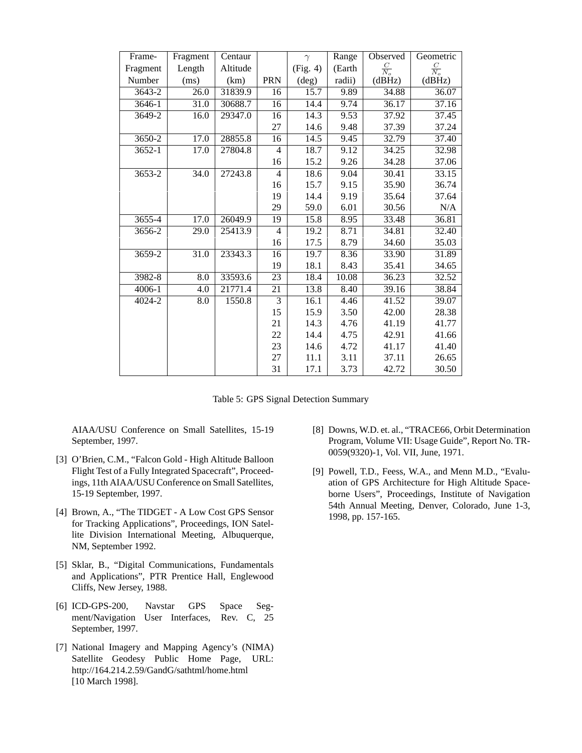| Frame-Fragment Number | Fragment Length (ms) | Centaur Altitude (km) | PRN | $\gamma$ (Fig. 4) (deg) | Range (Earth radii) | Observed $\frac{C}{N_o}$ (dBHz) | Geometric $\frac{C}{N_o}$ (dBHz) |
|---|---|---|---|---|---|---|---|
| 3643-2 | 26.0 | 31839.9 | 16 | 15.7 | 9.89 | 34.88 | 36.07 |
| 3646-1 | 31.0 | 30688.7 | 16 | 14.4 | 9.74 | 36.17 | 37.16 |
| 3649-2 | 16.0 | 29347.0 | 16 | 14.3 | 9.53 | 37.92 | 37.45 |
| | | | 27 | 14.6 | 9.48 | 37.39 | 37.24 |
| 3650-2 | 17.0 | 28855.8 | 16 | 14.5 | 9.45 | 32.79 | 37.40 |
| 3652-1 | 17.0 | 27804.8 | 4 | 18.7 | 9.12 | 34.25 | 32.98 |
| | | | 16 | 15.2 | 9.26 | 34.28 | 37.06 |
| 3653-2 | 34.0 | 27243.8 | 4 | 18.6 | 9.04 | 30.41 | 33.15 |
| | | | 16 | 15.7 | 9.15 | 35.90 | 36.74 |
| | | | 19 | 14.4 | 9.19 | 35.64 | 37.64 |
| | | | 29 | 59.0 | 6.01 | 30.56 | N/A |
| 3655-4 | 17.0 | 26049.9 | 19 | 15.8 | 8.95 | 33.48 | 36.81 |
| 3656-2 | 29.0 | 25413.9 | 4 | 19.2 | 8.71 | 34.81 | 32.40 |
| | | | 16 | 17.5 | 8.79 | 34.60 | 35.03 |
| 3659-2 | 31.0 | 23343.3 | 16 | 19.7 | 8.36 | 33.90 | 31.89 |
| | | | 19 | 18.1 | 8.43 | 35.41 | 34.65 |
| 3982-8 | 8.0 | 33593.6 | 23 | 18.4 | 10.08 | 36.23 | 32.52 |
| 4006-1 | 4.0 | 21771.4 | 21 | 13.8 | 8.40 | 39.16 | 38.84 |
| 4024-2 | 8.0 | 1550.8 | 3 | 16.1 | 4.46 | 41.52 | 39.07 |
| | | | 15 | 15.9 | 3.50 | 42.00 | 28.38 |
| | | | 21 | 14.3 | 4.76 | 41.19 | 41.77 |
| | | | 22 | 14.4 | 4.75 | 42.91 | 41.66 |
| | | | 23 | 14.6 | 4.72 | 41.17 | 41.40 |
| | | | 27 | 11.1 | 3.11 | 37.11 | 26.65 |
| | | | 31 | 17.1 | 3.73 | 42.72 | 30.50 |

Table 5: GPS Signal Detection Summary

AIAA/USU Conference on Small Satellites, 15-19 September, 1997.

[3] O'Brien, C.M., "Falcon Gold - High Altitude Balloon Flight Test of a Fully Integrated Spacecraft", Proceedings, 11th AIAA/USU Conference on Small Satellites, 15-19 September, 1997.

[4] Brown, A., "The TIDGET - A Low Cost GPS Sensor for Tracking Applications", Proceedings, ION Satellite Division International Meeting, Albuquerque, NM, September 1992.

[5] Sklar, B., "Digital Communications, Fundamentals and Applications", PTR Prentice Hall, Englewood Cliffs, New Jersey, 1988.

[6] ICD-GPS-200, Navstar GPS Space Segment/Navigation User Interfaces, Rev. C, 25 September, 1997.

[7] National Imagery and Mapping Agency's (NIMA) Satellite Geodesy Public Home Page, URL: http://164.214.2.59/GandG/sathtml/home.html [10 March 1998].

[8] Downs, W.D. et. al., "TRACE66, Orbit Determination Program, Volume VII: Usage Guide", Report No. TR-0059(9320)-1, Vol. VII, June, 1971.

[9] Powell, T.D., Feess, W.A., and Menn M.D., "Evaluation of GPS Architecture for High Altitude Spaceborne Users", Proceedings, Institute of Navigation 54th Annual Meeting, Denver, Colorado, June 1-3, 1998, pp. 157-165.